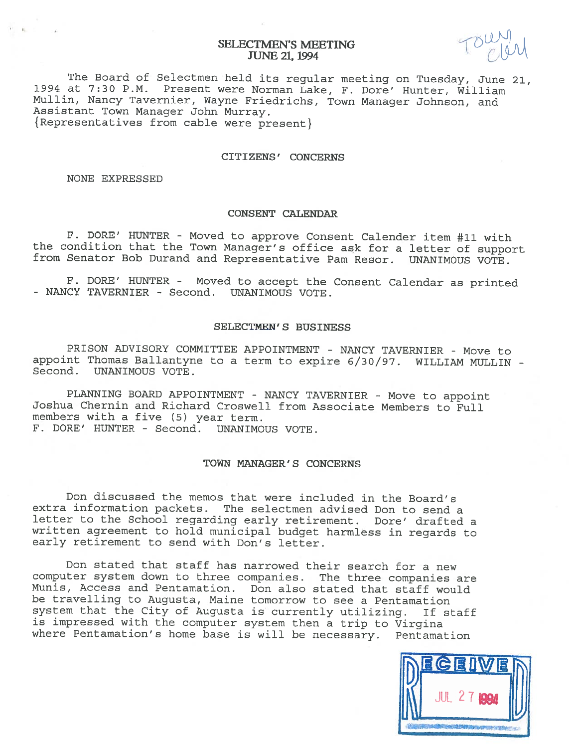# SELECTMEN'S MEETING
## JUNE 21, 1994

Town Clerk

The Board of Selectmen held its regular meeting on Tuesday, June 21, 1994 at 7:30 P.M. Present were Norman Lake, F. Dore' Hunter, William Mullin, Nancy Tavernier, Wayne Friedrichs, Town Manager Johnson, and Assistant Town Manager John Murray.
{Representatives from cable were present}

### CITIZENS' CONCERNS

NONE EXPRESSED

### CONSENT CALENDAR

F. DORE' HUNTER - Moved to approve Consent Calender item #11 with the condition that the Town Manager's office ask for a letter of support from Senator Bob Durand and Representative Pam Resor. UNANIMOUS VOTE.

F. DORE' HUNTER - Moved to accept the Consent Calendar as printed - NANCY TAVERNIER - Second. UNANIMOUS VOTE.

### SELECTMEN'S BUSINESS

PRISON ADVISORY COMMITTEE APPOINTMENT - NANCY TAVERNIER - Move to appoint Thomas Ballantyne to a term to expire 6/30/97. WILLIAM MULLIN - Second. UNANIMOUS VOTE.

PLANNING BOARD APPOINTMENT - NANCY TAVERNIER - Move to appoint Joshua Chernin and Richard Croswell from Associate Members to Full members with a five (5) year term.
F. DORE' HUNTER - Second. UNANIMOUS VOTE.

### TOWN MANAGER'S CONCERNS

Don discussed the memos that were included in the Board's extra information packets. The selectmen advised Don to send a letter to the School regarding early retirement. Dore' drafted a written agreement to hold municipal budget harmless in regards to early retirement to send with Don's letter.

Don stated that staff has narrowed their search for a new computer system down to three companies. The three companies are Munis, Access and Pentamation. Don also stated that staff would be travelling to Augusta, Maine tomorrow to see a Pentamation system that the City of Augusta is currently utilizing. If staff is impressed with the computer system then a trip to Virgina where Pentamation's home base is will be necessary. Pentamation

RECEIVED
JUL 27 1994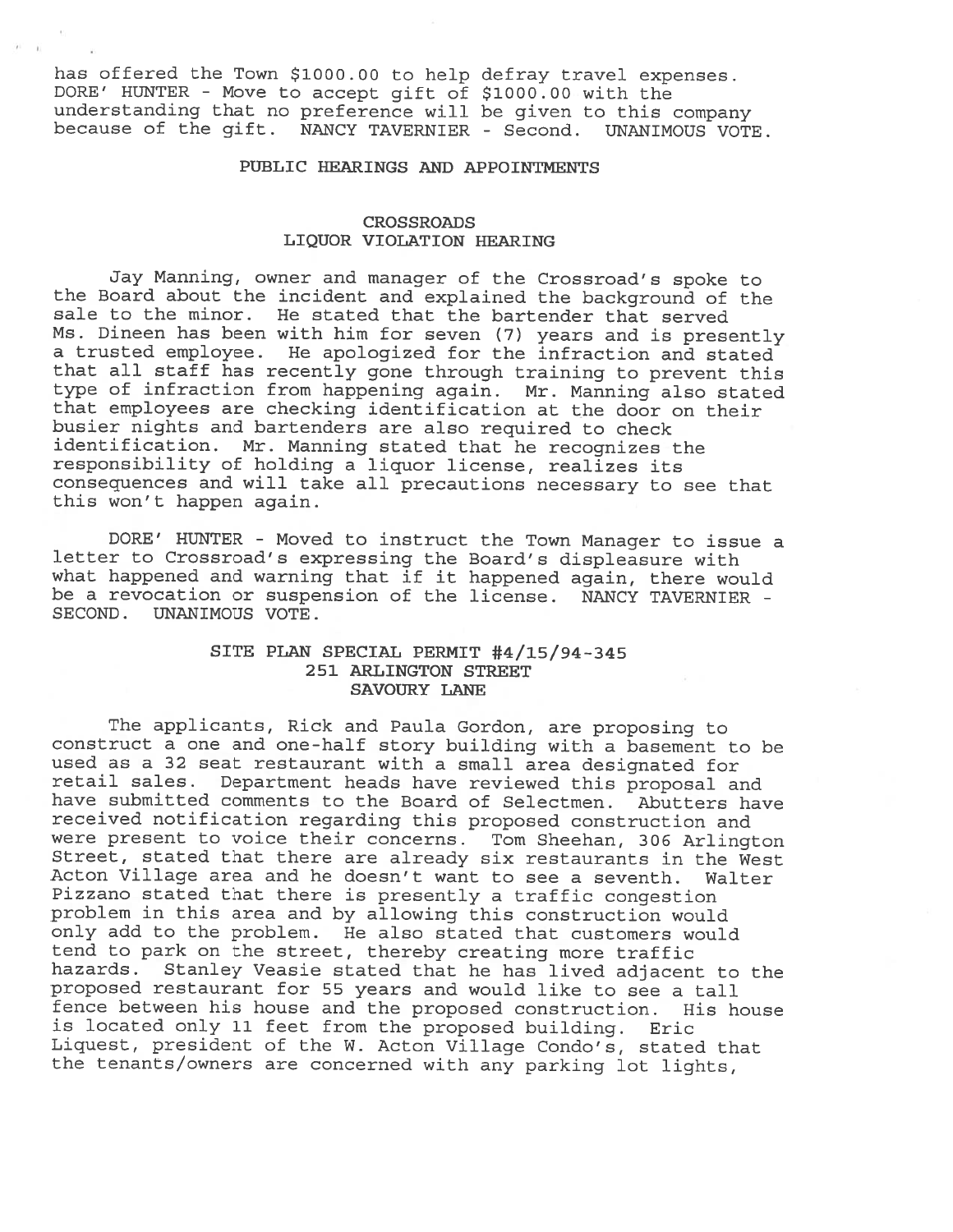has offered the Town $1000.00 to help defray travel expenses. DORE' HUNTER - Move to accept gift of $1000.00 with the understanding that no preference will be given to this company because of the gift. NANCY TAVERNIER - Second. UNANIMOUS VOTE.

## PUBLIC HEARINGS AND APPOINTMENTS

### CROSSROADS
### LIQUOR VIOLATION HEARING

Jay Manning, owner and manager of the Crossroad's spoke to the Board about the incident and explained the background of the sale to the minor. He stated that the bartender that served Ms. Dineen has been with him for seven (7) years and is presently a trusted employee. He apologized for the infraction and stated that all staff has recently gone through training to prevent this type of infraction from happening again. Mr. Manning also stated that employees are checking identification at the door on their busier nights and bartenders are also required to check identification. Mr. Manning stated that he recognizes the responsibility of holding a liquor license, realizes its consequences and will take all precautions necessary to see that this won't happen again.

DORE' HUNTER - Moved to instruct the Town Manager to issue a letter to Crossroad's expressing the Board's displeasure with what happened and warning that if it happened again, there would be a revocation or suspension of the license. NANCY TAVERNIER - SECOND. UNANIMOUS VOTE.

### SITE PLAN SPECIAL PERMIT #4/15/94-345
### 251 ARLINGTON STREET
### SAVOURY LANE

The applicants, Rick and Paula Gordon, are proposing to construct a one and one-half story building with a basement to be used as a 32 seat restaurant with a small area designated for retail sales. Department heads have reviewed this proposal and have submitted comments to the Board of Selectmen. Abutters have received notification regarding this proposed construction and were present to voice their concerns. Tom Sheehan, 306 Arlington Street, stated that there are already six restaurants in the West Acton Village area and he doesn't want to see a seventh. Walter Pizzano stated that there is presently a traffic congestion problem in this area and by allowing this construction would only add to the problem. He also stated that customers would tend to park on the street, thereby creating more traffic hazards. Stanley Veasie stated that he has lived adjacent to the proposed restaurant for 55 years and would like to see a tall fence between his house and the proposed construction. His house is located only 11 feet from the proposed building. Eric Liquest, president of the W. Acton Village Condo's, stated that the tenants/owners are concerned with any parking lot lights,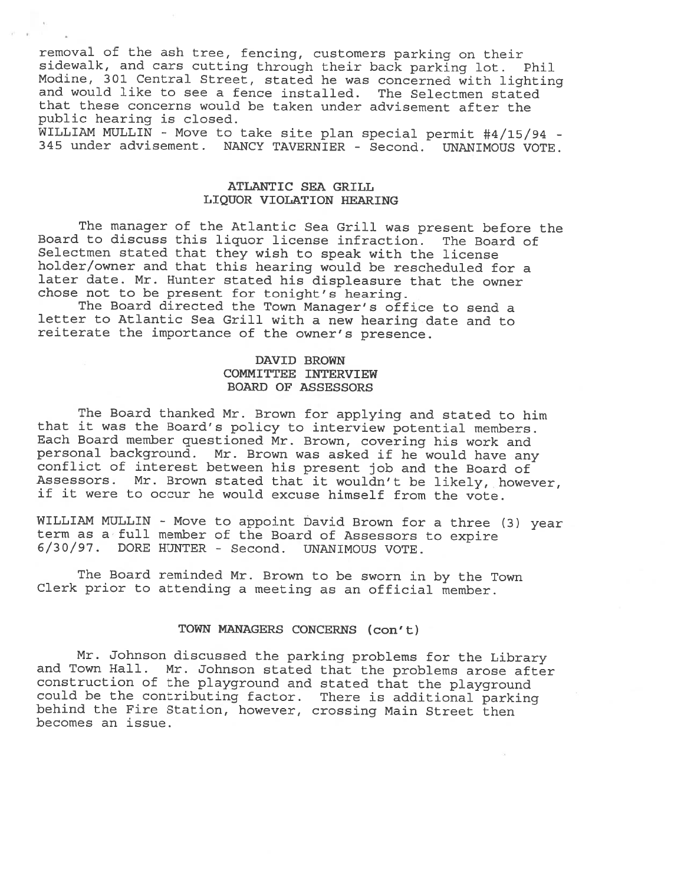removal of the ash tree, fencing, customers parking on their sidewalk, and cars cutting through their back parking lot. Phil Modine, 301 Central Street, stated he was concerned with lighting and would like to see a fence installed. The Selectmen stated that these concerns would be taken under advisement after the public hearing is closed.

WILLIAM MULLIN - Move to take site plan special permit #4/15/94 - 345 under advisement. NANCY TAVERNIER - Second. UNANIMOUS VOTE.

## ATLANTIC SEA GRILL
## LIQUOR VIOLATION HEARING

The manager of the Atlantic Sea Grill was present before the Board to discuss this liquor license infraction. The Board of Selectmen stated that they wish to speak with the license holder/owner and that this hearing would be rescheduled for a later date. Mr. Hunter stated his displeasure that the owner chose not to be present for tonight's hearing.

The Board directed the Town Manager's office to send a letter to Atlantic Sea Grill with a new hearing date and to reiterate the importance of the owner's presence.

## DAVID BROWN
## COMMITTEE INTERVIEW
## BOARD OF ASSESSORS

The Board thanked Mr. Brown for applying and stated to him that it was the Board's policy to interview potential members. Each Board member questioned Mr. Brown, covering his work and personal background. Mr. Brown was asked if he would have any conflict of interest between his present job and the Board of Assessors. Mr. Brown stated that it wouldn't be likely, however, if it were to occur he would excuse himself from the vote.

WILLIAM MULLIN - Move to appoint David Brown for a three (3) year term as a full member of the Board of Assessors to expire 6/30/97. DORE HUNTER - Second. UNANIMOUS VOTE.

The Board reminded Mr. Brown to be sworn in by the Town Clerk prior to attending a meeting as an official member.

## TOWN MANAGERS CONCERNS (con't)

Mr. Johnson discussed the parking problems for the Library and Town Hall. Mr. Johnson stated that the problems arose after construction of the playground and stated that the playground could be the contributing factor. There is additional parking behind the Fire Station, however, crossing Main Street then becomes an issue.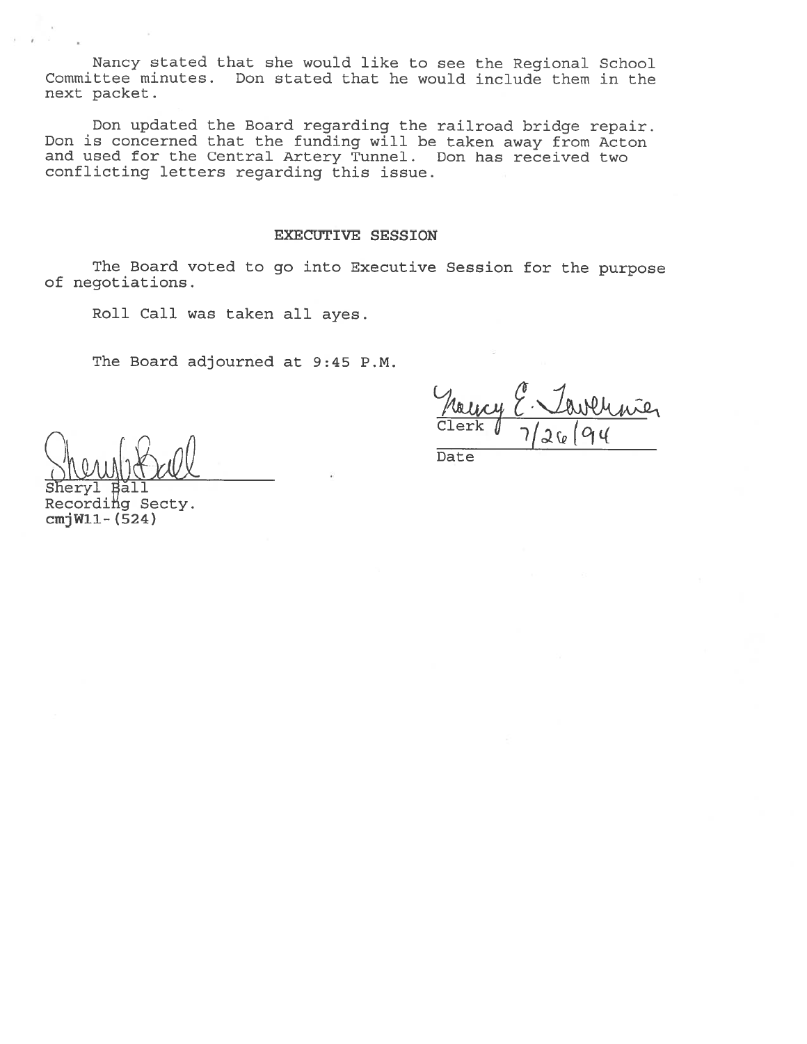Nancy stated that she would like to see the Regional School Committee minutes. Don stated that he would include them in the next packet.

Don updated the Board regarding the railroad bridge repair. Don is concerned that the funding will be taken away from Acton and used for the Central Artery Tunnel. Don has received two conflicting letters regarding this issue.

## EXECUTIVE SESSION

The Board voted to go into Executive Session for the purpose of negotiations.

Roll Call was taken all ayes.

The Board adjourned at 9:45 P.M.

Nancy E. Tavernier
Clerk
7/26/94
Date

Sheryl Ball
Sheryl Ball
Recording Secty.
cmjW11-(524)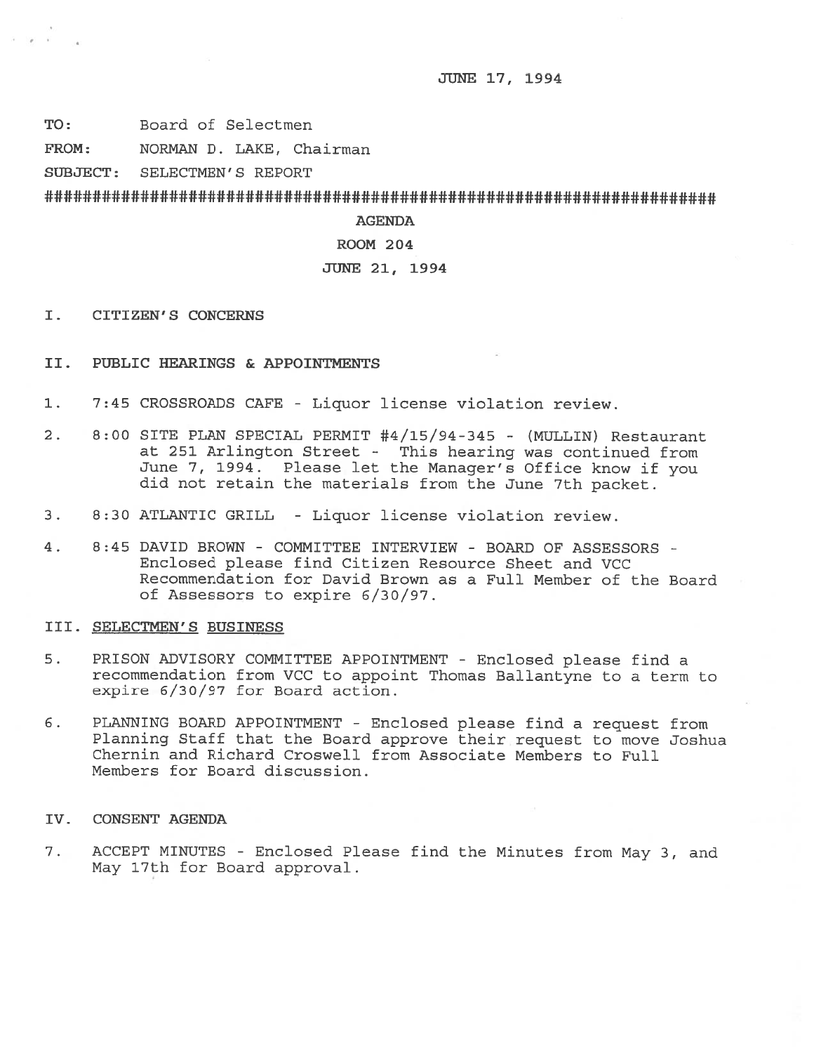JUNE 17, 1994

**TO:** Board of Selectmen

**FROM:** NORMAN D. LAKE, Chairman

**SUBJECT:** SELECTMEN'S REPORT

########################################################################

**AGENDA**

**ROOM 204**

**JUNE 21, 1994**

I. CITIZEN'S CONCERNS

II. PUBLIC HEARINGS & APPOINTMENTS

1. 7:45 CROSSROADS CAFE - Liquor license violation review.

2. 8:00 SITE PLAN SPECIAL PERMIT #4/15/94-345 - (MULLIN) Restaurant at 251 Arlington Street - This hearing was continued from June 7, 1994. Please let the Manager's Office know if you did not retain the materials from the June 7th packet.

3. 8:30 ATLANTIC GRILL - Liquor license violation review.

4. 8:45 DAVID BROWN - COMMITTEE INTERVIEW - BOARD OF ASSESSORS - Enclosed please find Citizen Resource Sheet and VCC Recommendation for David Brown as a Full Member of the Board of Assessors to expire 6/30/97.

III. <u>SELECTMEN'S BUSINESS</u>

5. PRISON ADVISORY COMMITTEE APPOINTMENT - Enclosed please find a recommendation from VCC to appoint Thomas Ballantyne to a term to expire 6/30/97 for Board action.

6. PLANNING BOARD APPOINTMENT - Enclosed please find a request from Planning Staff that the Board approve their request to move Joshua Chernin and Richard Croswell from Associate Members to Full Members for Board discussion.

IV. CONSENT AGENDA

7. ACCEPT MINUTES - Enclosed Please find the Minutes from May 3, and May 17th for Board approval.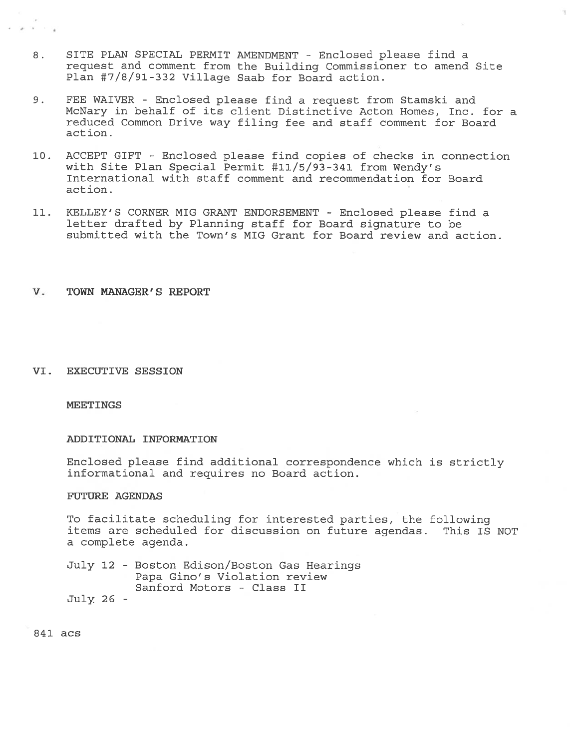8. SITE PLAN SPECIAL PERMIT AMENDMENT - Enclosed please find a request and comment from the Building Commissioner to amend Site Plan #7/8/91-332 Village Saab for Board action.

9. FEE WAIVER - Enclosed please find a request from Stamski and McNary in behalf of its client Distinctive Acton Homes, Inc. for a reduced Common Drive way filing fee and staff comment for Board action.

10. ACCEPT GIFT - Enclosed please find copies of checks in connection with Site Plan Special Permit #11/5/93-341 from Wendy's International with staff comment and recommendation for Board action.

11. KELLEY'S CORNER MIG GRANT ENDORSEMENT - Enclosed please find a letter drafted by Planning staff for Board signature to be submitted with the Town's MIG Grant for Board review and action.

## V. TOWN MANAGER'S REPORT

## VI. EXECUTIVE SESSION

### MEETINGS

### ADDITIONAL INFORMATION

Enclosed please find additional correspondence which is strictly informational and requires no Board action.

### FUTURE AGENDAS

To facilitate scheduling for interested parties, the following items are scheduled for discussion on future agendas. This IS NOT a complete agenda.

July 12 - Boston Edison/Boston Gas Hearings
Papa Gino's Violation review
Sanford Motors - Class II

July 26 -

841 acs